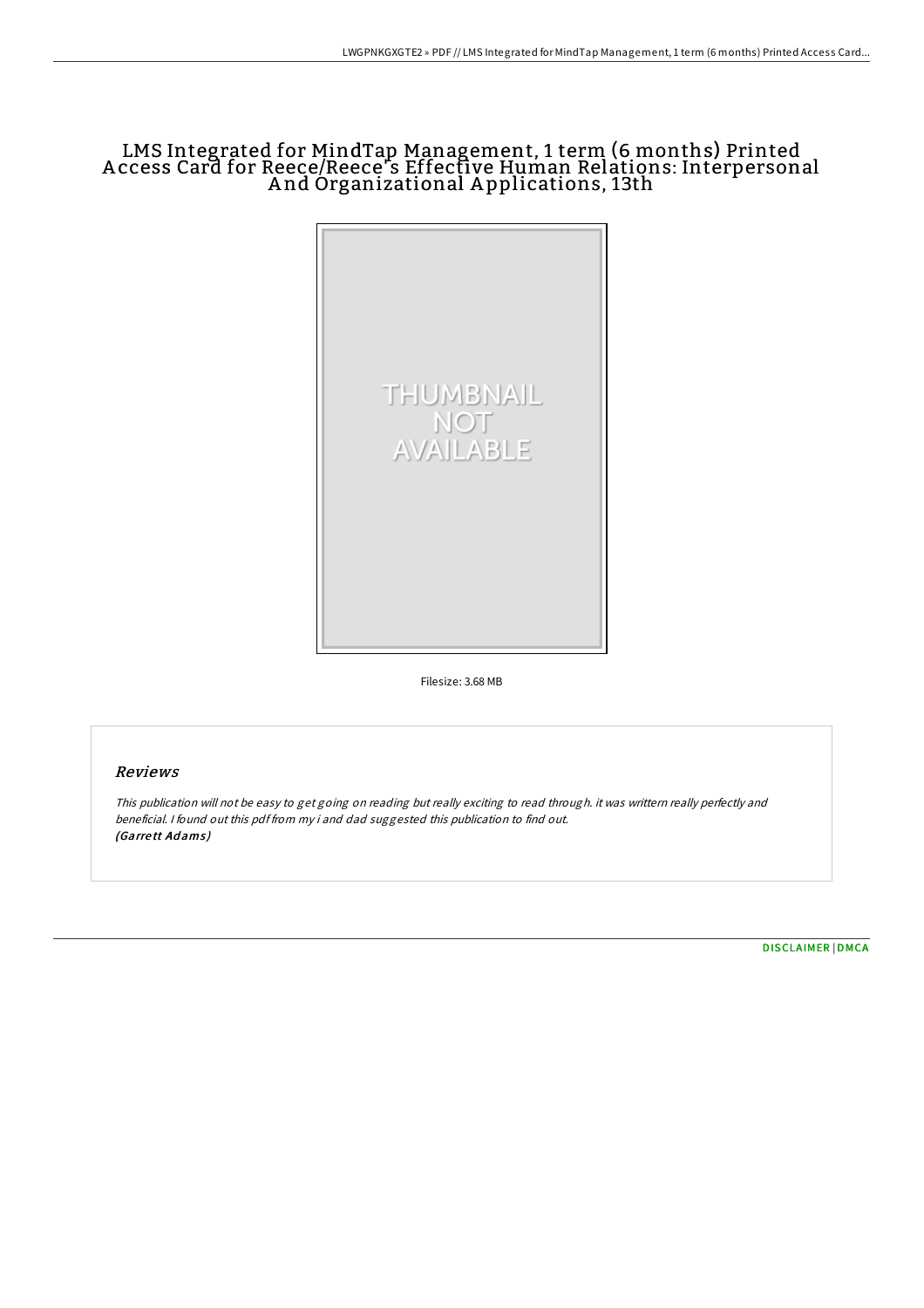# LMS Integrated for MindTap Management, 1 term (6 months) Printed Access Card for Reece/Reece's Effective Human Relations: Interpersonal And Organizational Applications, 13th

THUMBNAIL NOT AVAILABLE

Filesize: 3.68 MB

## Reviews

*This publication will not be easy to get going on reading but really exciting to read through. it was writtern really perfectly and beneficial. I found out this pdf from my i and dad suggested this publication to find out.*
*(Garrett Adams)*

DISCLAIMER | DMCA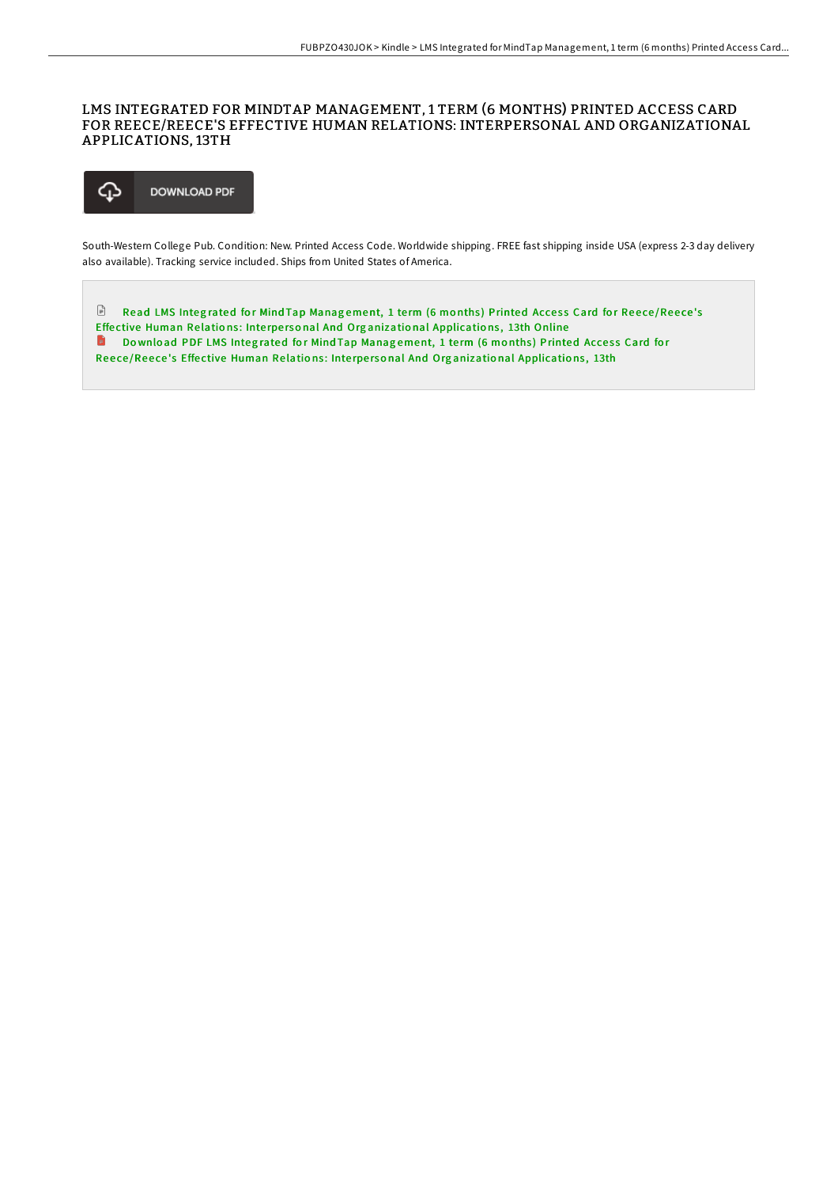# LMS INTEGRATED FOR MINDTAP MANAGEMENT, 1 TERM (6 MONTHS) PRINTED ACCESS CARD FOR REECE/REECE'S EFFECTIVE HUMAN RELATIONS: INTERPERSONAL AND ORGANIZATIONAL APPLICATIONS, 13TH

DOWNLOAD PDF

South-Western College Pub. Condition: New. Printed Access Code. Worldwide shipping. FREE fast shipping inside USA (express 2-3 day delivery also available). Tracking service included. Ships from United States of America.

Read LMS Integrated for MindTap Management, 1 term (6 months) Printed Access Card for Reece/Reece's Effective Human Relations: Interpersonal And Organizational Applications, 13th Online

Download PDF LMS Integrated for MindTap Management, 1 term (6 months) Printed Access Card for Reece/Reece's Effective Human Relations: Interpersonal And Organizational Applications, 13th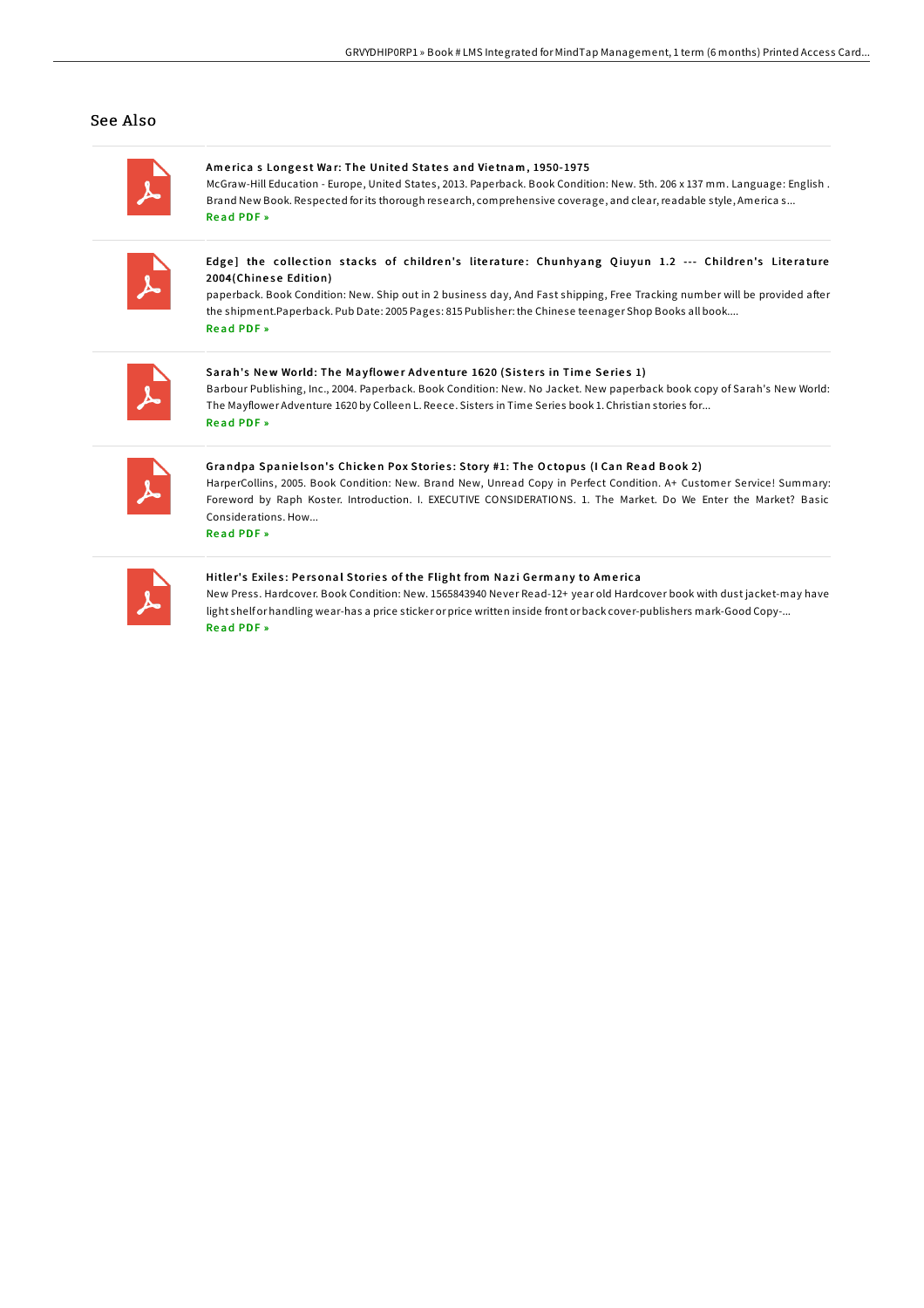## See Also

**America s Longest War: The United States and Vietnam, 1950-1975**

McGraw-Hill Education - Europe, United States, 2013. Paperback. Book Condition: New. 5th. 206 x 137 mm. Language: English . Brand New Book. Respected for its thorough research, comprehensive coverage, and clear, readable style, America s...

Read PDF »

**Edge] the collection stacks of children's literature: Chunhyang Qiuyun 1.2 --- Children's Literature 2004(Chinese Edition)**

paperback. Book Condition: New. Ship out in 2 business day, And Fast shipping, Free Tracking number will be provided after the shipment.Paperback. Pub Date: 2005 Pages: 815 Publisher: the Chinese teenager Shop Books all book....

Read PDF »

**Sarah's New World: The Mayflower Adventure 1620 (Sisters in Time Series 1)**

Barbour Publishing, Inc., 2004. Paperback. Book Condition: New. No Jacket. New paperback book copy of Sarah's New World: The Mayflower Adventure 1620 by Colleen L. Reece. Sisters in Time Series book 1. Christian stories for...

Read PDF »

**Grandpa Spanielson's Chicken Pox Stories: Story #1: The Octopus (I Can Read Book 2)**

HarperCollins, 2005. Book Condition: New. Brand New, Unread Copy in Perfect Condition. A+ Customer Service! Summary: Foreword by Raph Koster. Introduction. I. EXECUTIVE CONSIDERATIONS. 1. The Market. Do We Enter the Market? Basic Considerations. How...

Read PDF »

**Hitler's Exiles: Personal Stories of the Flight from Nazi Germany to America**

New Press. Hardcover. Book Condition: New. 1565843940 Never Read-12+ year old Hardcover book with dust jacket-may have light shelf or handling wear-has a price sticker or price written inside front or back cover-publishers mark-Good Copy-...

Read PDF »